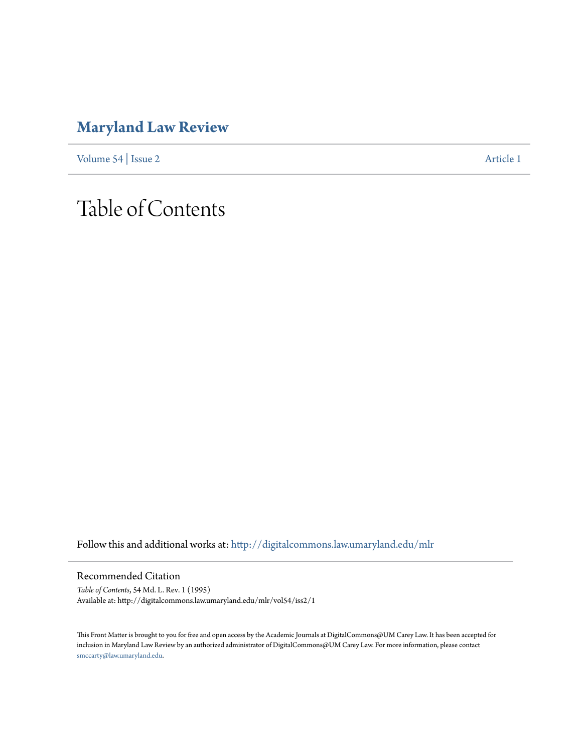# Maryland Law Review

Volume 54 | Issue 2 Article 1

# Table of Contents

Follow this and additional works at: http://digitalcommons.law.umaryland.edu/mlr

## Recommended Citation

*Table of Contents*, 54 Md. L. Rev. 1 (1995)
Available at: http://digitalcommons.law.umaryland.edu/mlr/vol54/iss2/1

This Front Matter is brought to you for free and open access by the Academic Journals at DigitalCommons@UM Carey Law. It has been accepted for inclusion in Maryland Law Review by an authorized administrator of DigitalCommons@UM Carey Law. For more information, please contact smccarty@law.umaryland.edu.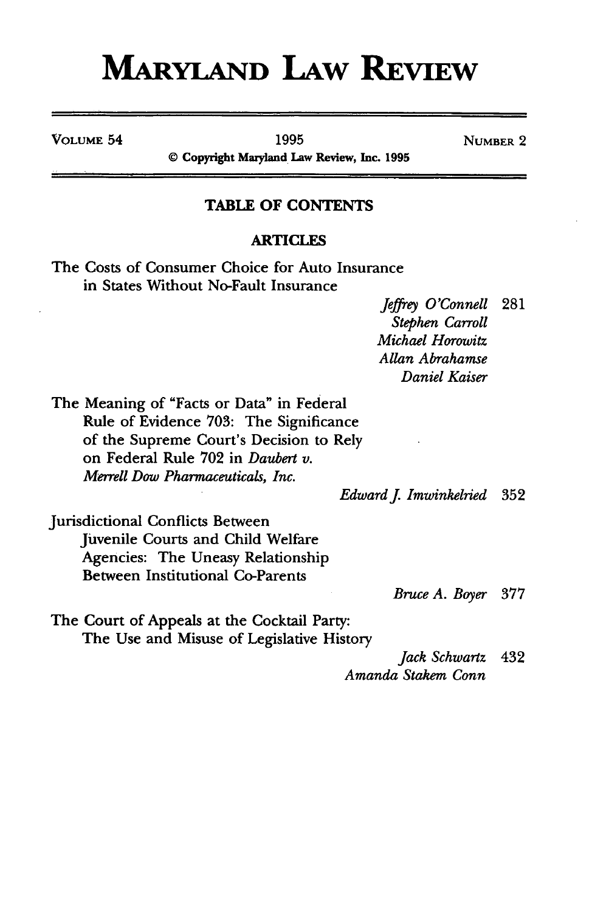# MARYLAND LAW REVIEW

VOLUME 54 | 1995 | NUMBER 2

© Copyright Maryland Law Review, Inc. 1995

## TABLE OF CONTENTS

### ARTICLES

The Costs of Consumer Choice for Auto Insurance in States Without No-Fault Insurance
*Jeffrey O'Connell, Stephen Carroll, Michael Horowitz, Allan Abrahamse, Daniel Kaiser* 281

The Meaning of "Facts or Data" in Federal Rule of Evidence 703: The Significance of the Supreme Court's Decision to Rely on Federal Rule 702 in *Daubert v. Merrell Dow Pharmaceuticals, Inc.*
*Edward J. Imwinkelried* 352

Jurisdictional Conflicts Between Juvenile Courts and Child Welfare Agencies: The Uneasy Relationship Between Institutional Co-Parents
*Bruce A. Boyer* 377

The Court of Appeals at the Cocktail Party: The Use and Misuse of Legislative History
*Jack Schwartz, Amanda Stakem Conn* 432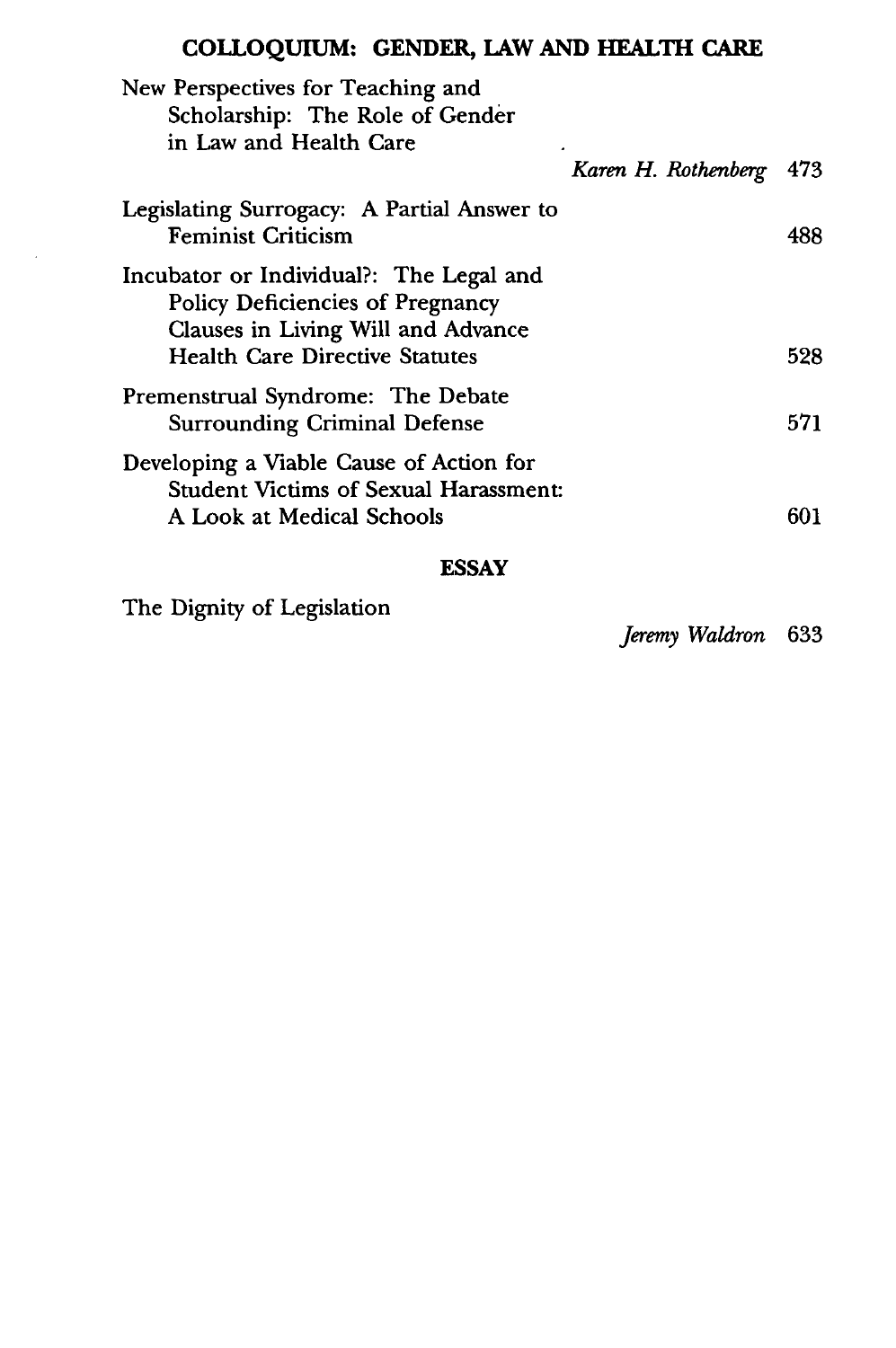## COLLOQUIUM: GENDER, LAW AND HEALTH CARE

| | | |
|---|---|---|
| New Perspectives for Teaching and Scholarship: The Role of Gender in Law and Health Care | *Karen H. Rothenberg* | 473 |
| Legislating Surrogacy: A Partial Answer to Feminist Criticism | | 488 |
| Incubator or Individual?: The Legal and Policy Deficiencies of Pregnancy Clauses in Living Will and Advance Health Care Directive Statutes | | 528 |
| Premenstrual Syndrome: The Debate Surrounding Criminal Defense | | 571 |
| Developing a Viable Cause of Action for Student Victims of Sexual Harassment: A Look at Medical Schools | | 601 |

## ESSAY

| | | |
|---|---|---|
| The Dignity of Legislation | *Jeremy Waldron* | 633 |